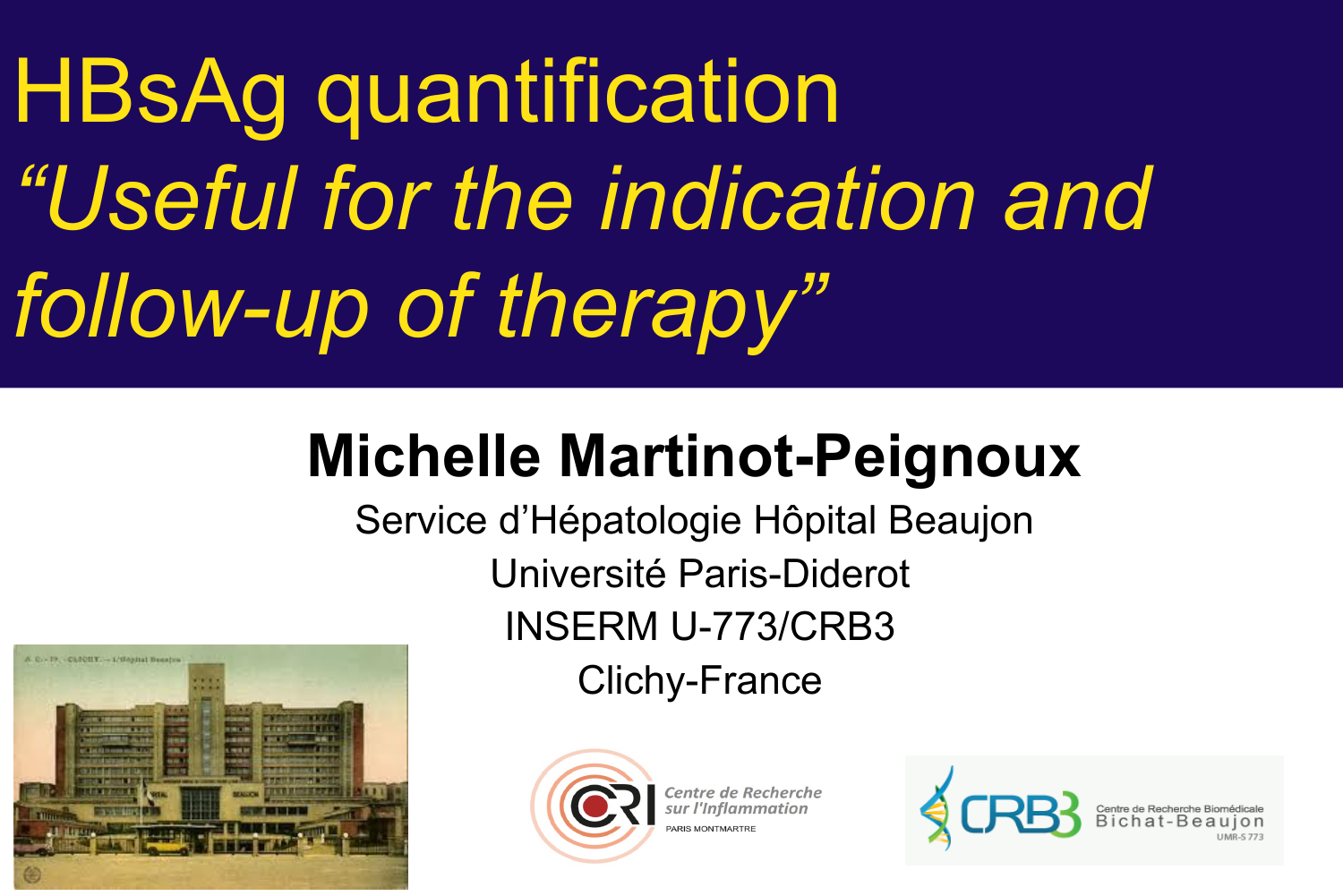# HBsAg quantification

## *"Useful for the indication and follow-up of therapy"*

**Michelle Martinot-Peignoux**

Service d'Hépatologie Hôpital Beaujon

Université Paris-Diderot

INSERM U-773/CRB3

Clichy-France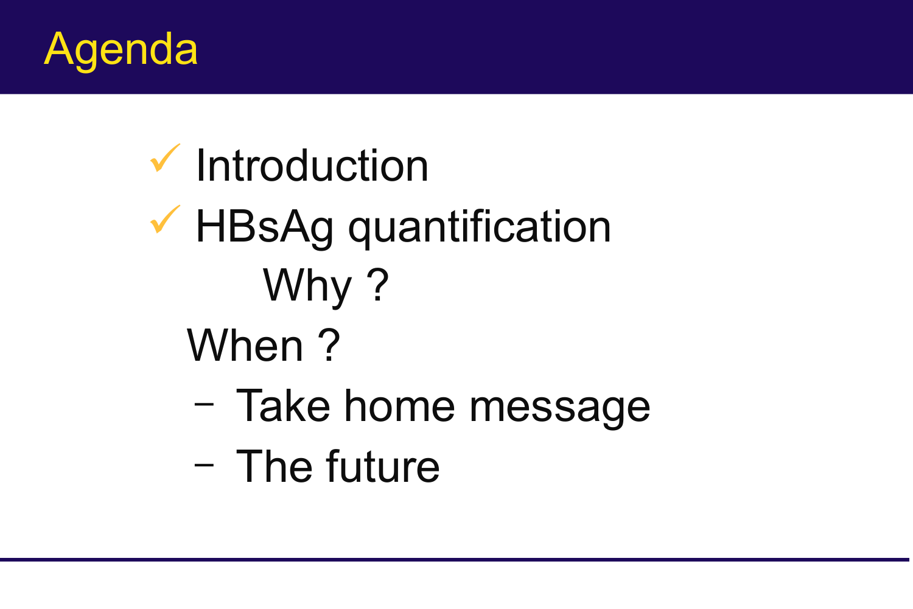# Agenda

- ✓ Introduction
- ✓ HBsAg quantification
  - Why ?
  - When ?
  - – Take home message
  - – The future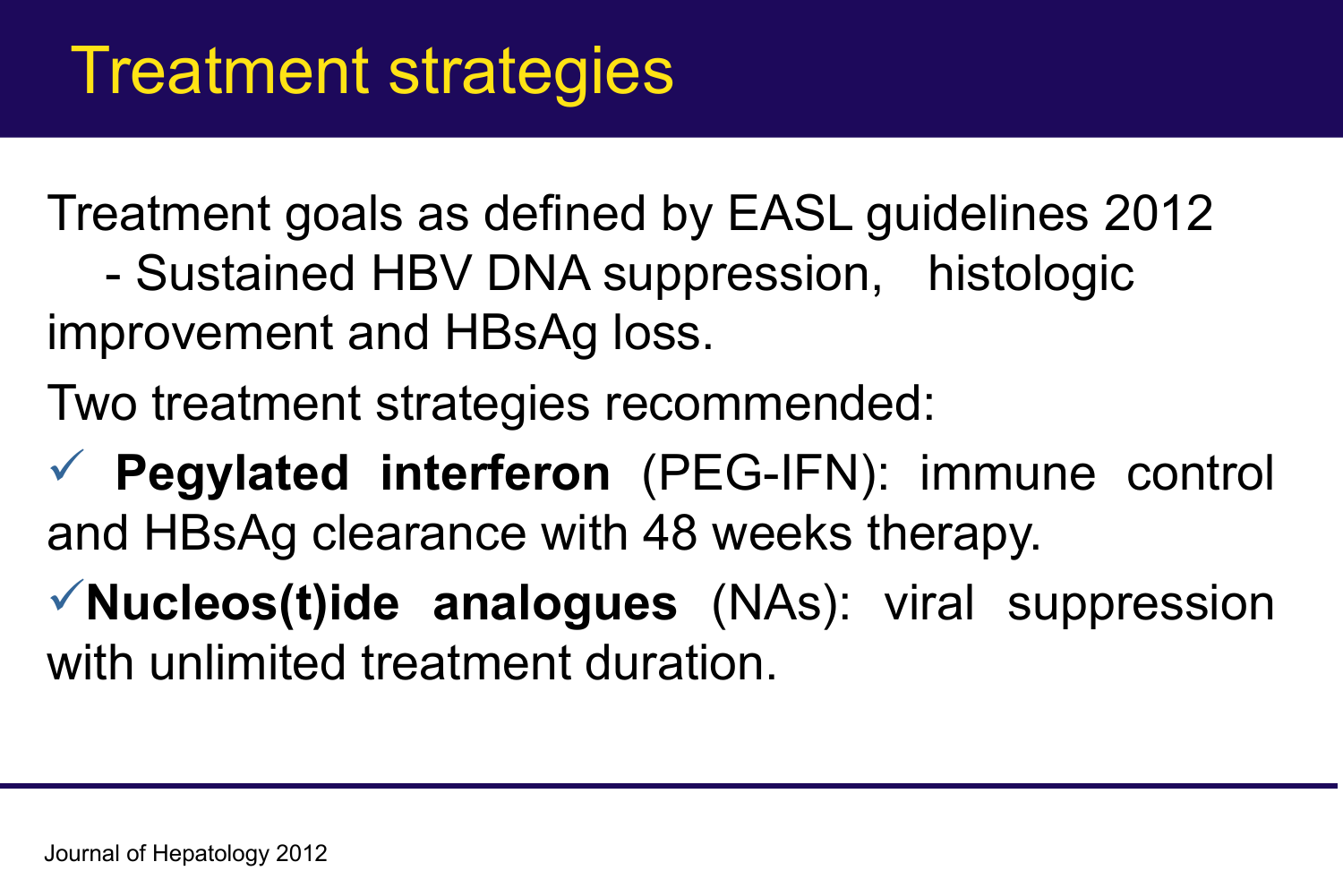# Treatment strategies

Treatment goals as defined by EASL guidelines 2012

- Sustained HBV DNA suppression, histologic improvement and HBsAg loss.

Two treatment strategies recommended:

- ✓ **Pegylated interferon** (PEG-IFN): immune control and HBsAg clearance with 48 weeks therapy.
- ✓ **Nucleos(t)ide analogues** (NAs): viral suppression with unlimited treatment duration.

Journal of Hepatology 2012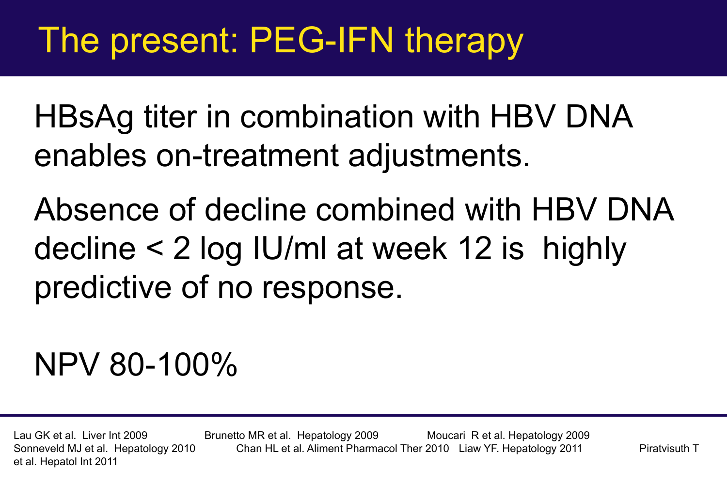# The present: PEG-IFN therapy

HBsAg titer in combination with HBV DNA enables on-treatment adjustments.

Absence of decline combined with HBV DNA decline < 2 log IU/ml at week 12 is highly predictive of no response.

NPV 80-100%

Lau GK et al. Liver Int 2009 Brunetto MR et al. Hepatology 2009 Moucari R et al. Hepatology 2009 Sonneveld MJ et al. Hepatology 2010 Chan HL et al. Aliment Pharmacol Ther 2010 Liaw YF. Hepatology 2011 Piratvisuth T et al. Hepatol Int 2011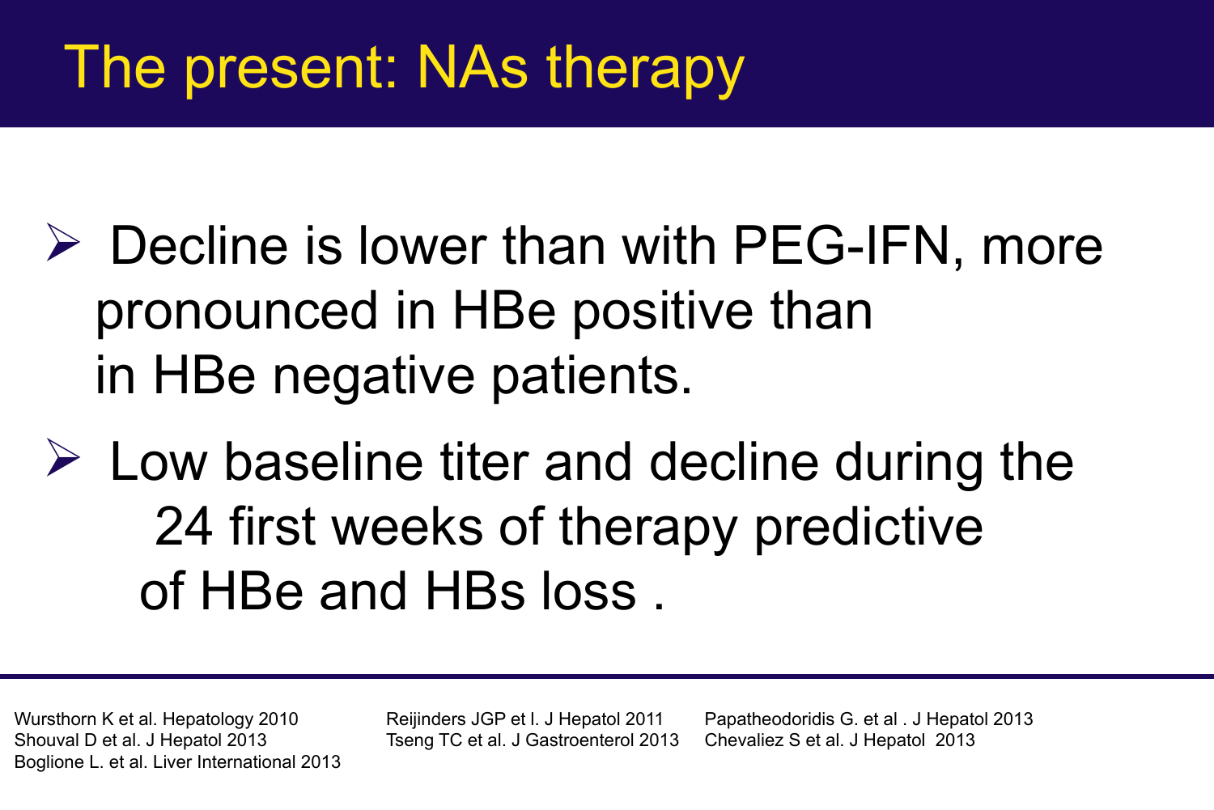# The present: NAs therapy

- Decline is lower than with PEG-IFN, more pronounced in HBe positive than in HBe negative patients.
- Low baseline titer and decline during the 24 first weeks of therapy predictive of HBe and HBs loss .

Wursthorn K et al. Hepatology 2010
Shouval D et al. J Hepatol 2013
Boglione L. et al. Liver International 2013
Reijinders JGP et l. J Hepatol 2011
Tseng TC et al. J Gastroenterol 2013
Papatheodoridis G. et al . J Hepatol 2013
Chevaliez S et al. J Hepatol 2013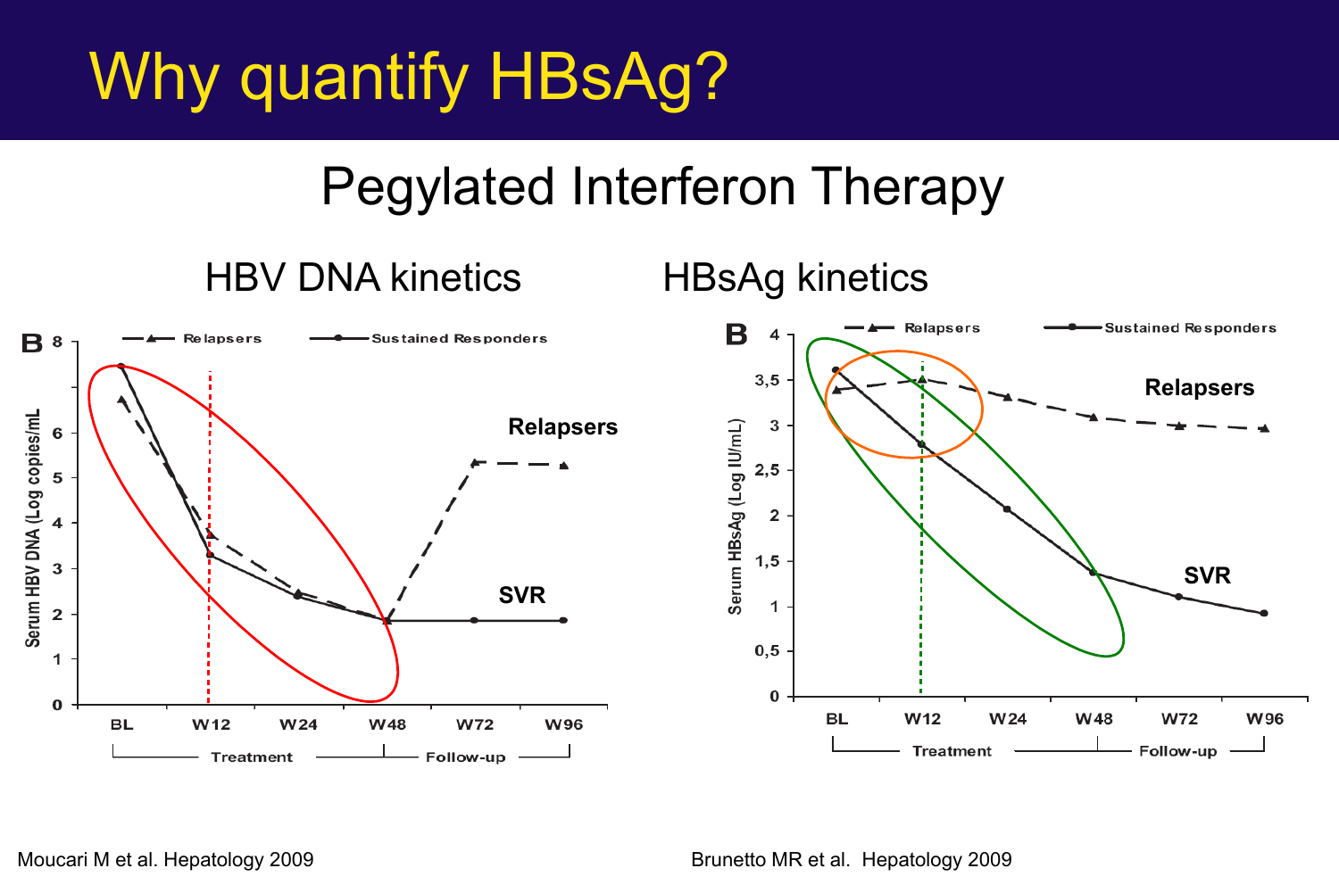# Why quantify HBsAg?

## Pegylated Interferon Therapy

### HBV DNA kinetics

**B**

Relapsers — Sustained Responders

Serum HBV DNA (Log copies/mL)

**Relapsers**

**SVR**

BL W12 W24 W48 W72 W96

Treatment | Follow-up

### HBsAg kinetics

**B**

Relapsers — Sustained Responders

Serum HBsAg (Log IU/mL)

**Relapsers**

**SVR**

BL W12 W24 W48 W72 W96

Treatment | Follow-up

Moucari M et al. Hepatology 2009

Brunetto MR et al. Hepatology 2009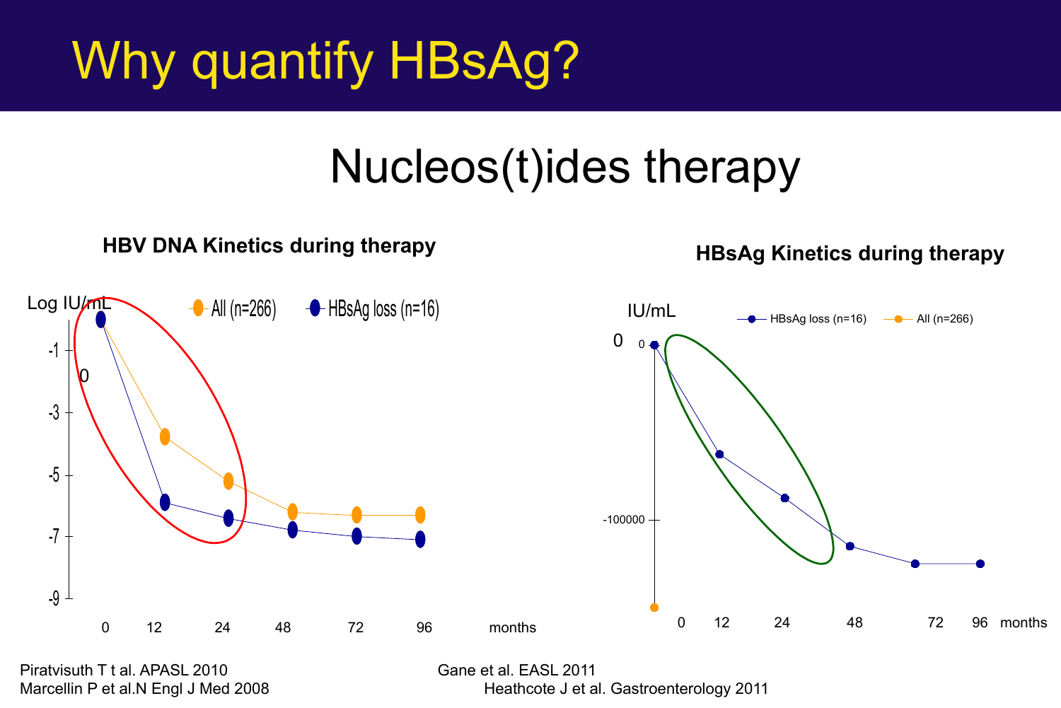# Why quantify HBsAg?

## Nucleos(t)ides therapy

**HBV DNA Kinetics during therapy**

Log IU/mL

All (n=266) | HBsAg loss (n=16)

0

-1

-3

-5

-7

-9

0 | 12 | 24 | 48 | 72 | 96 | months

**HBsAg Kinetics during therapy**

IU/mL

HBsAg loss (n=16) | All (n=266)

0 | 0

-100000

0 | 12 | 24 | 48 | 72 | 96 | months

Piratvisuth T t al. APASL 2010
Marcellin P et al.N Engl J Med 2008

Gane et al. EASL 2011
Heathcote J et al. Gastroenterology 2011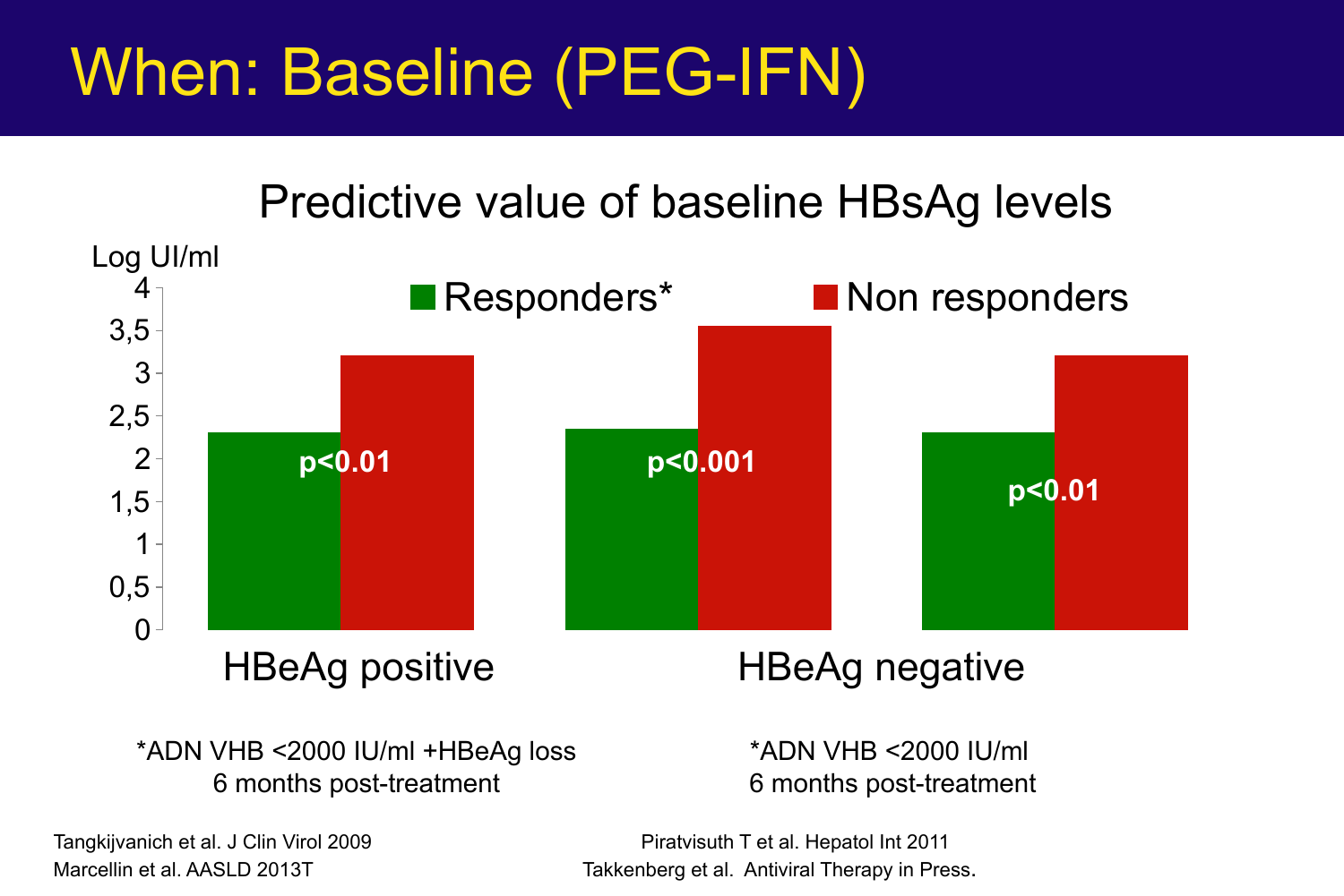# When: Baseline (PEG-IFN)

## Predictive value of baseline HBsAg levels

Log UI/ml

| | Responders* | Non responders | p |
|---|---|---|---|
| HBeAg positive | 2.3 | 3.2 | $p<0.01$ |
| HBeAg negative | 2.35 | 3.55 | $p<0.001$ |
| HBeAg negative | 2.3 | 3.2 | $p<0.01$ |

HBeAg positive: *ADN VHB <2000 IU/ml +HBeAg loss 6 months post-treatment

HBeAg negative: *ADN VHB <2000 IU/ml 6 months post-treatment

Tangkijvanich et al. J Clin Virol 2009
Marcellin et al. AASLD 2013T

Piratvisuth T et al. Hepatol Int 2011
Takkenberg et al. Antiviral Therapy in Press.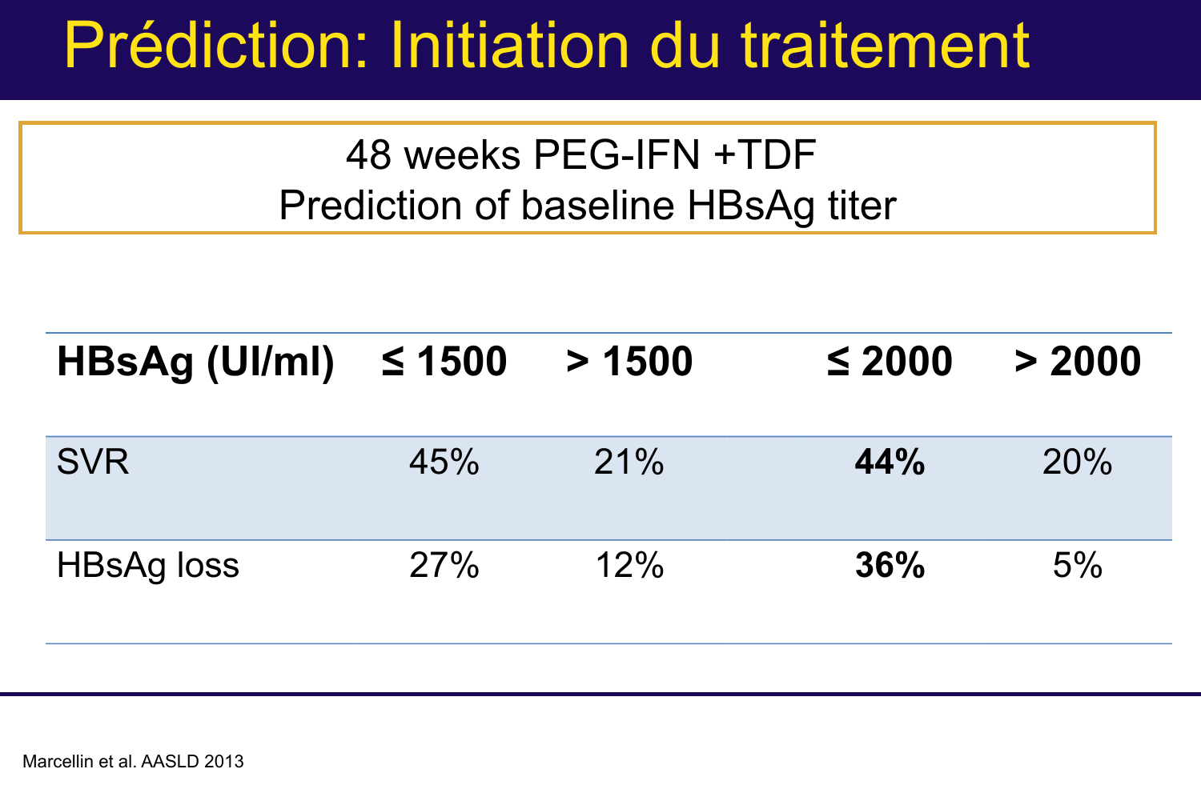# Prédiction: Initiation du traitement

48 weeks PEG-IFN +TDF
Prediction of baseline HBsAg titer

| HBsAg (UI/ml) | ≤ 1500 | > 1500 | ≤ 2000 | > 2000 |
|---|---|---|---|---|
| SVR | 45% | 21% | **44%** | 20% |
| HBsAg loss | 27% | 12% | **36%** | 5% |

Marcellin et al. AASLD 2013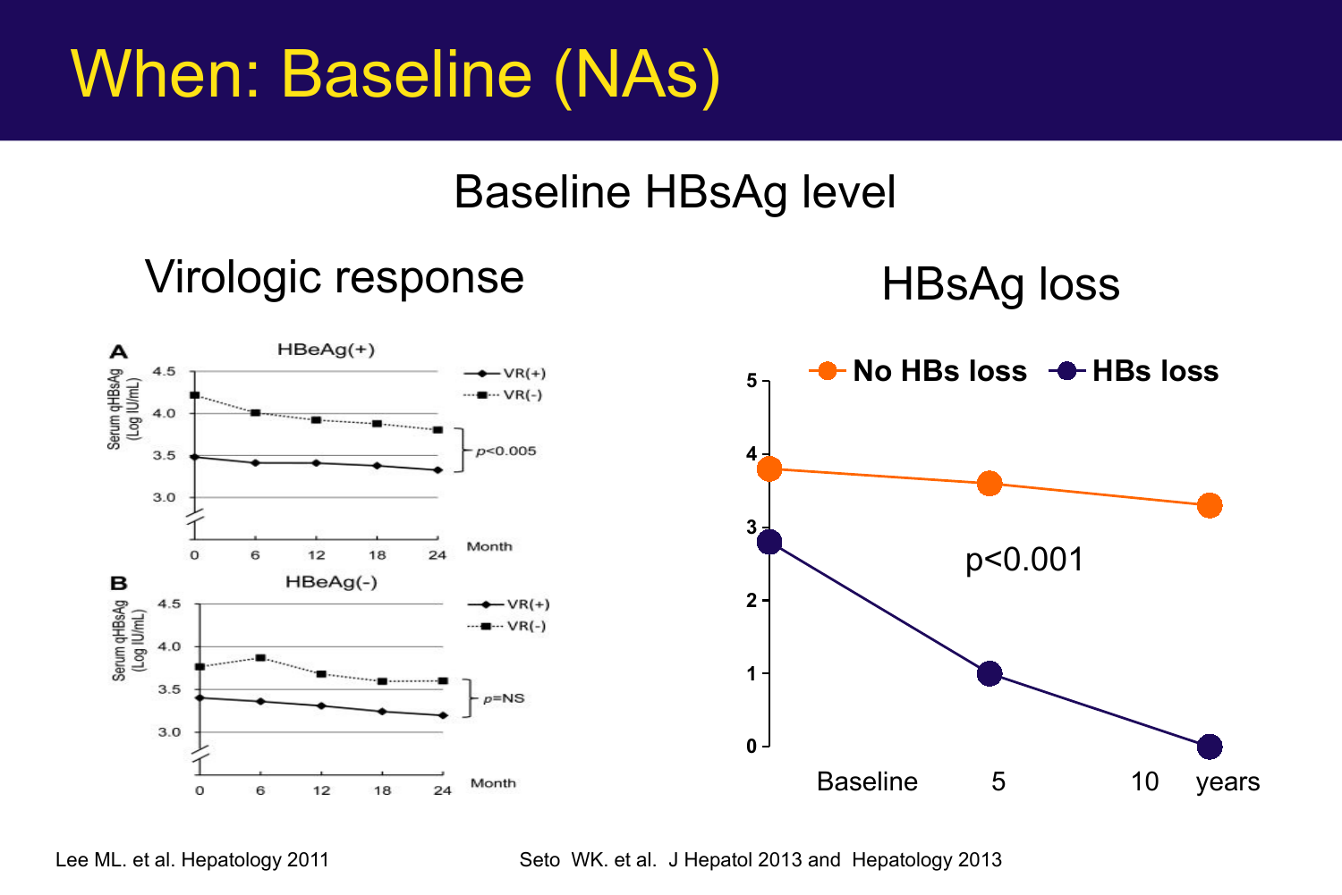# When: Baseline (NAs)

## Baseline HBsAg level

### Virologic response

**A** HBeAg(+)

Serum qHBsAg (Log IU/mL)

- VR(+)
- VR(-)

$p$<0.005

Month: 0, 6, 12, 18, 24

**B** HBeAg(-)

Serum qHBsAg (Log IU/mL)

- VR(+)
- VR(-)

$p$=NS

Month: 0, 6, 12, 18, 24

### HBsAg loss

**No HBs loss** **HBs loss**

p<0.001

Baseline 5 10 years

Lee ML. et al. Hepatology 2011

Seto WK. et al. J Hepatol 2013 and Hepatology 2013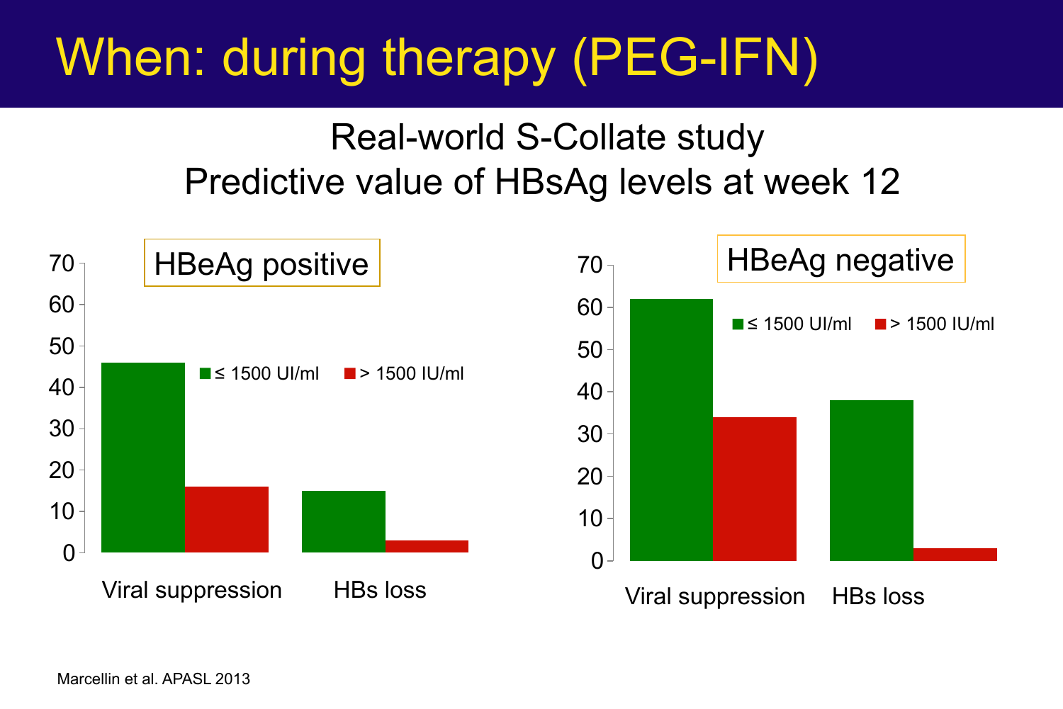# When: during therapy (PEG-IFN)

## Real-world S-Collate study
## Predictive value of HBsAg levels at week 12

**HBeAg positive**

| | ≤ 1500 UI/ml | > 1500 IU/ml |
| --- | --- | --- |
| Viral suppression | 46 | 16 |
| HBs loss | 15 | 3 |

**HBeAg negative**

| | ≤ 1500 UI/ml | > 1500 IU/ml |
| --- | --- | --- |
| Viral suppression | 62 | 34 |
| HBs loss | 38 | 3 |

Marcellin et al. APASL 2013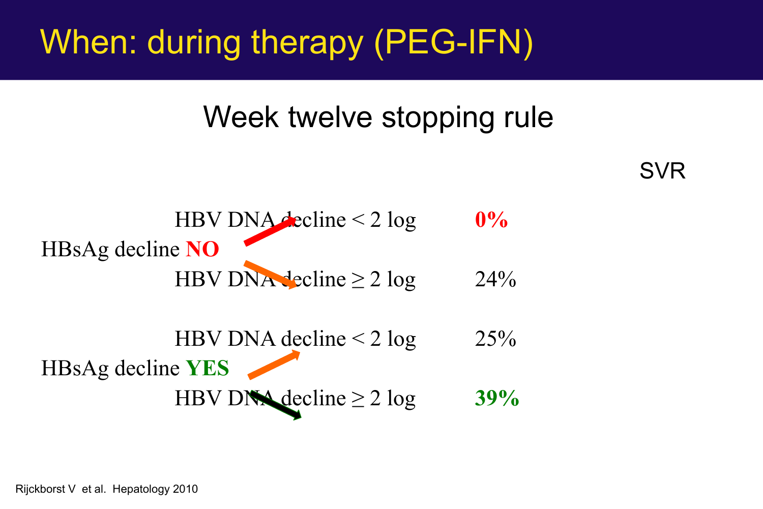# When: during therapy (PEG-IFN)

## Week twelve stopping rule

| | | SVR |
|---|---|---|
| HBsAg decline **NO** | HBV DNA decline < 2 log | **0%** |
| | HBV DNA decline ≥ 2 log | 24% |
| HBsAg decline **YES** | HBV DNA decline < 2 log | 25% |
| | HBV DNA decline ≥ 2 log | **39%** |

Rijckborst V et al. Hepatology 2010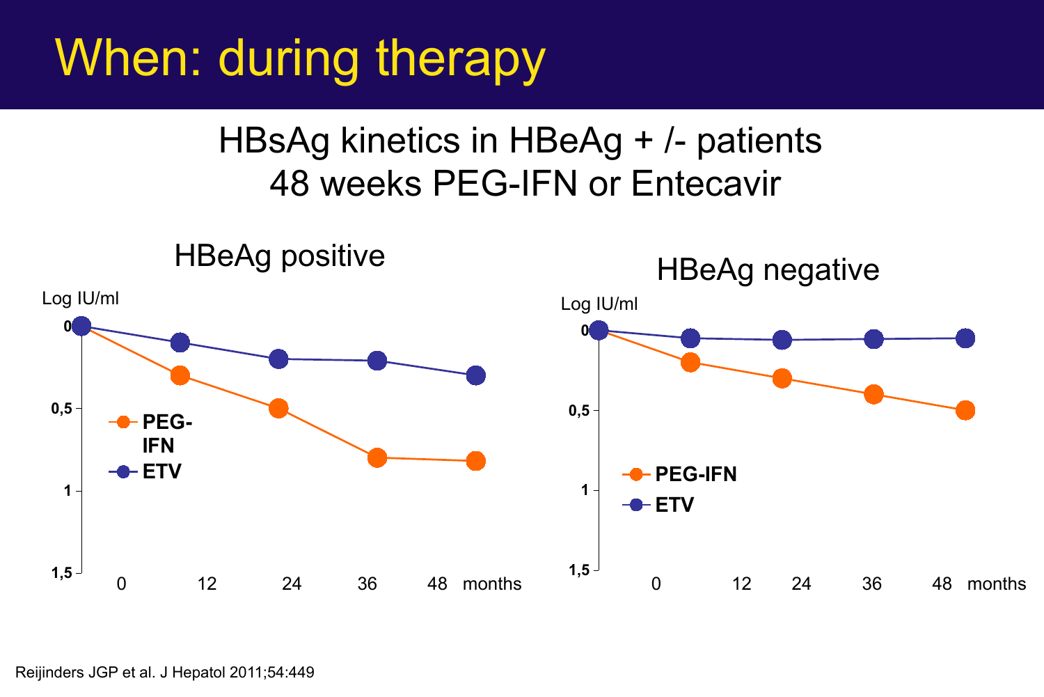# When: during therapy

## HBsAg kinetics in HBeAg + /- patients
## 48 weeks PEG-IFN or Entecavir

### HBeAg positive

Log IU/ml

0

0,5

1

1,5

0 12 24 36 48 months

PEG-IFN

ETV

### HBeAg negative

Log IU/ml

0

0,5

1

1,5

0 12 24 36 48 months

PEG-IFN

ETV

Reijinders JGP et al. J Hepatol 2011;54:449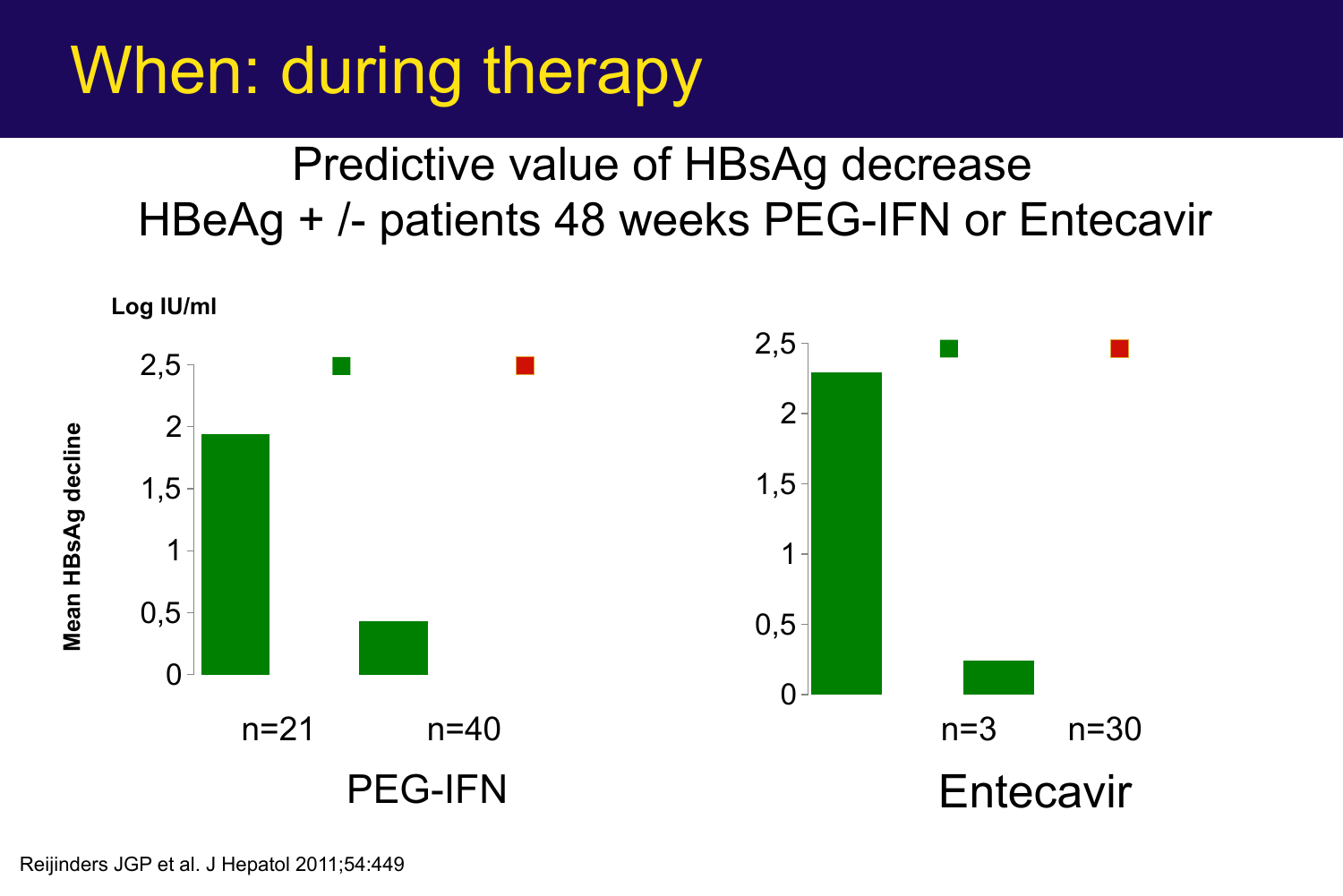# When: during therapy

## Predictive value of HBsAg decrease
## HBeAg + /- patients 48 weeks PEG-IFN or Entecavir

Log IU/ml

Mean HBsAg decline

2,5
2
1,5
1
0,5
0

n=21 n=40

PEG-IFN

2,5
2
1,5
1
0,5
0

n=3 n=30

Entecavir

Reijinders JGP et al. J Hepatol 2011;54:449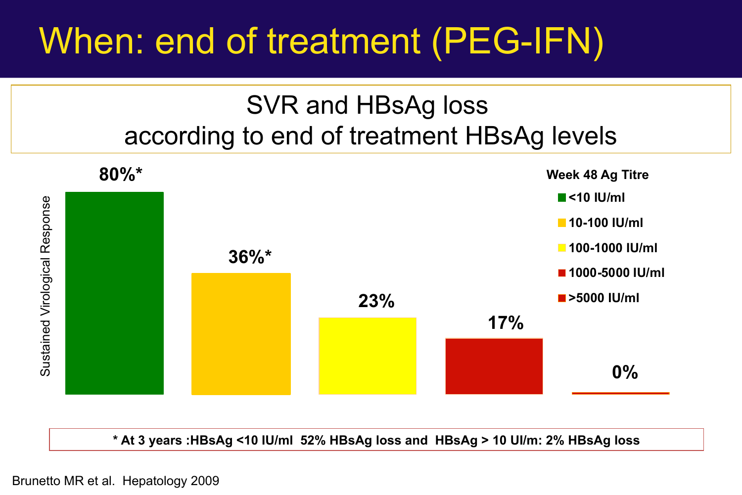# When: end of treatment (PEG-IFN)

## SVR and HBsAg loss according to end of treatment HBsAg levels

Sustained Virological Response

| Week 48 Ag Titre | SVR |
|---|---|
| <10 IU/ml | 80%* |
| 10-100 IU/ml | 36%* |
| 100-1000 IU/ml | 23% |
| 1000-5000 IU/ml | 17% |
| >5000 IU/ml | 0% |

**\* At 3 years :HBsAg <10 IU/ml 52% HBsAg loss and HBsAg > 10 UI/m: 2% HBsAg loss**

Brunetto MR et al. Hepatology 2009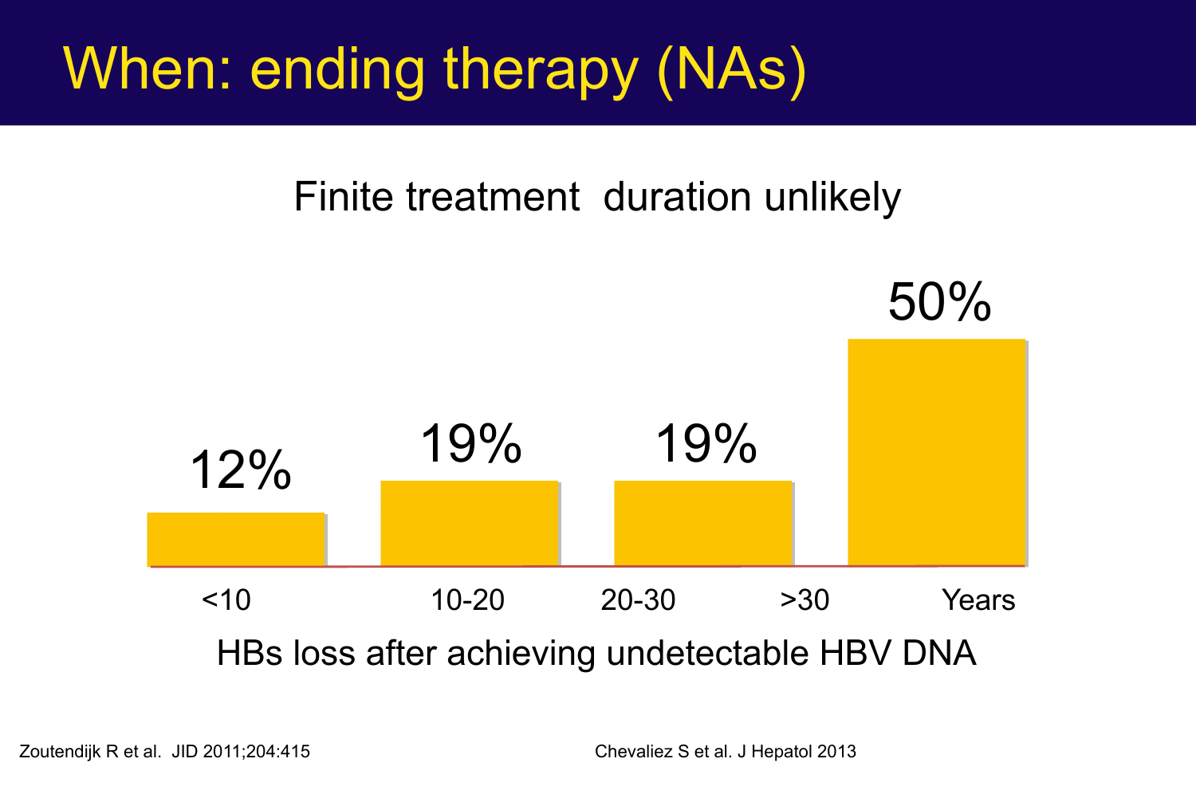# When: ending therapy (NAs)

Finite treatment duration unlikely

| <10 | 10-20 | 20-30 | >30 Years |
|---|---|---|---|
| 12% | 19% | 19% | 50% |

HBs loss after achieving undetectable HBV DNA

Zoutendijk R et al. JID 2011;204:415

Chevaliez S et al. J Hepatol 2013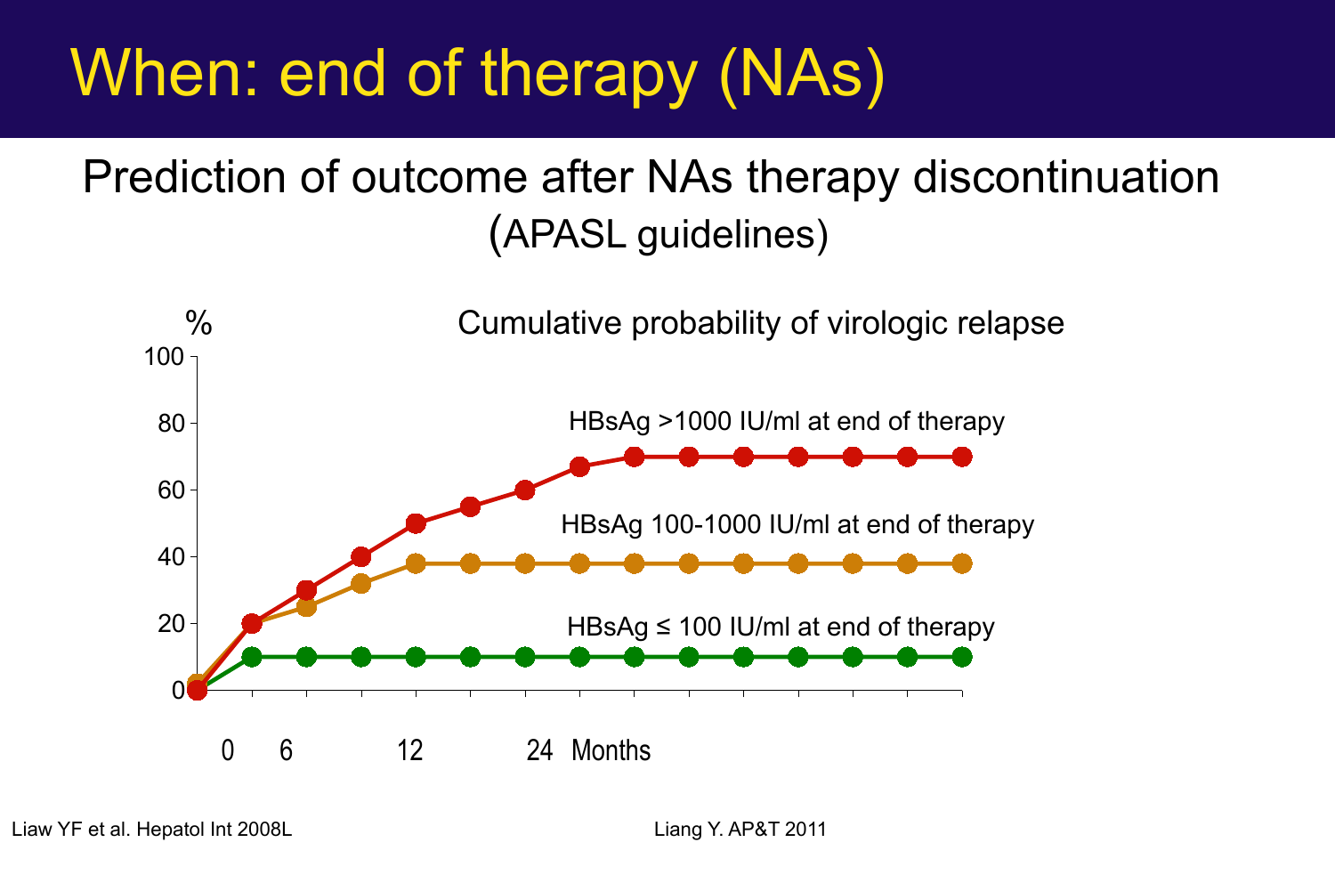# When: end of therapy (NAs)

## Prediction of outcome after NAs therapy discontinuation (APASL guidelines)

%

Cumulative probability of virologic relapse

100

80

60

40

20

0

HBsAg >1000 IU/ml at end of therapy

HBsAg 100-1000 IU/ml at end of therapy

HBsAg ≤ 100 IU/ml at end of therapy

0 6 12 24 Months

Liaw YF et al. Hepatol Int 2008L

Liang Y. AP&T 2011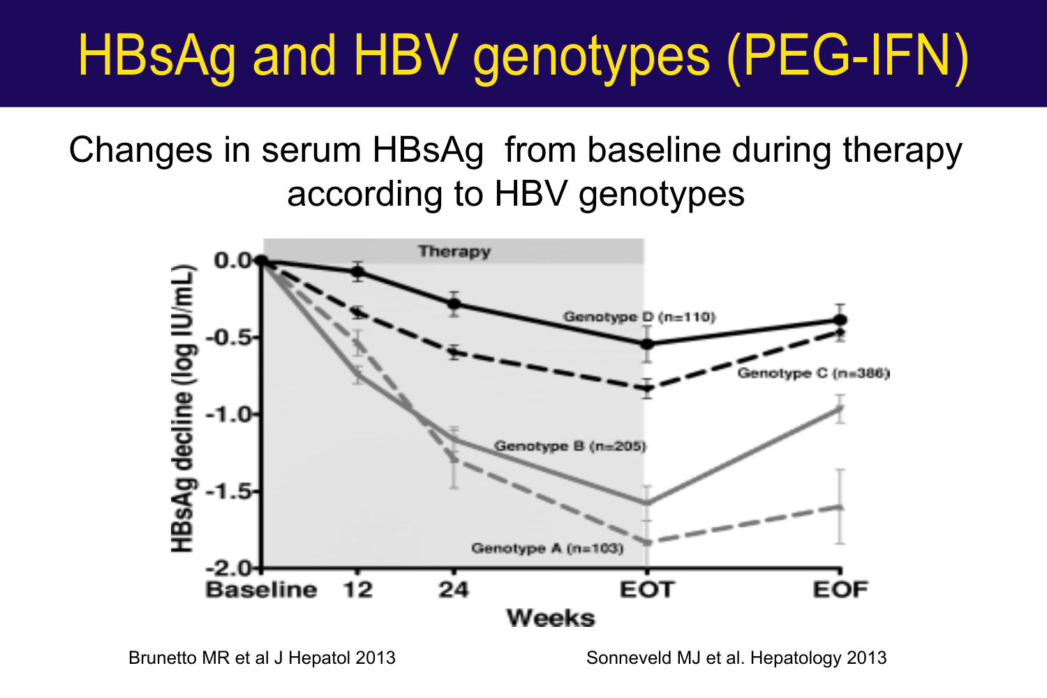# HBsAg and HBV genotypes (PEG-IFN)

Changes in serum HBsAg from baseline during therapy according to HBV genotypes

Brunetto MR et al J Hepatol 2013

Sonneveld MJ et al. Hepatology 2013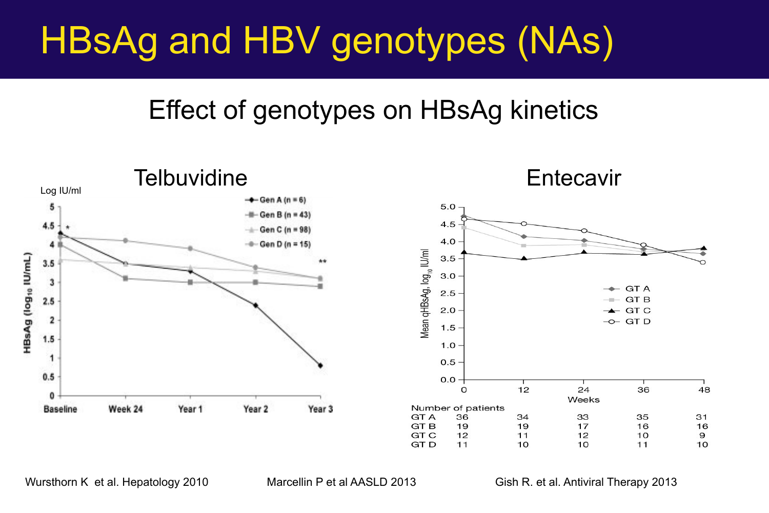# HBsAg and HBV genotypes (NAs)

## Effect of genotypes on HBsAg kinetics

### Telbuvidine

Log IU/ml

- Gen A (n = 6)
- Gen B (n = 43)
- Gen C (n = 98)
- Gen D (n = 15)

HBsAg ($log_{10}$ IU/mL)

Baseline, Week 24, Year 1, Year 2, Year 3

### Entecavir

Mean qHBsAg, $log_{10}$ IU/ml

- GT A
- GT B
- GT C
- GT D

Weeks

| Number of patients | 0 | 12 | 24 | 36 | 48 |
|---|---|---|---|---|---|
| GT A | 36 | 34 | 33 | 35 | 31 |
| GT B | 19 | 19 | 17 | 16 | 16 |
| GT C | 12 | 11 | 12 | 10 | 9 |
| GT D | 11 | 10 | 10 | 11 | 10 |

Wursthorn K et al. Hepatology 2010 — Marcellin P et al AASLD 2013 — Gish R. et al. Antiviral Therapy 2013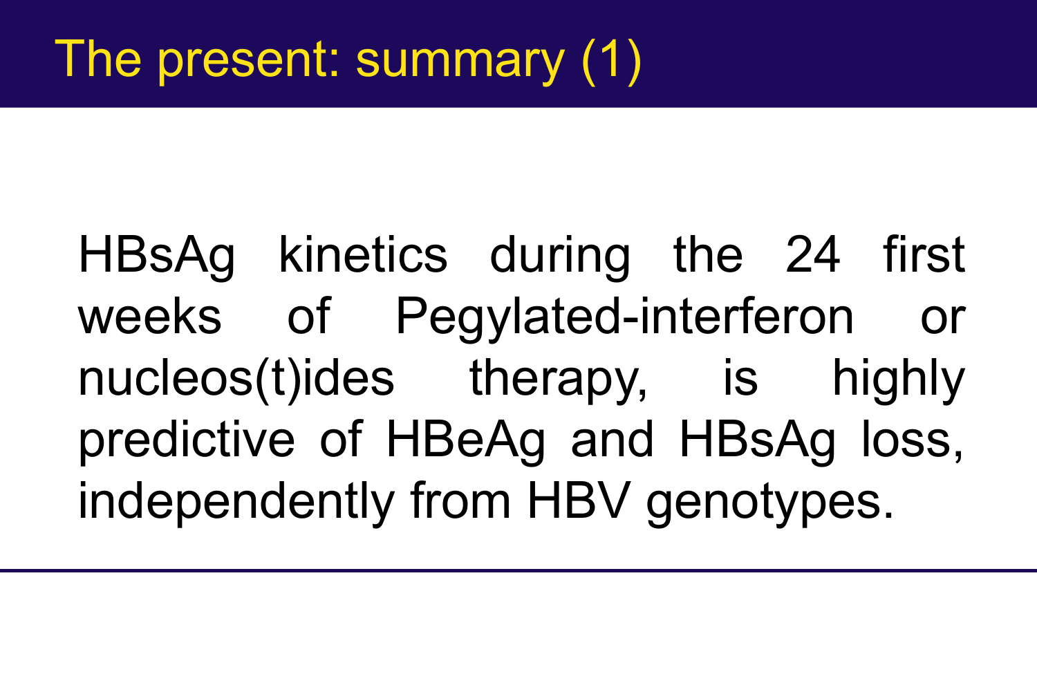# The present: summary (1)

HBsAg kinetics during the 24 first weeks of Pegylated-interferon or nucleos(t)ides therapy, is highly predictive of HBeAg and HBsAg loss, independently from HBV genotypes.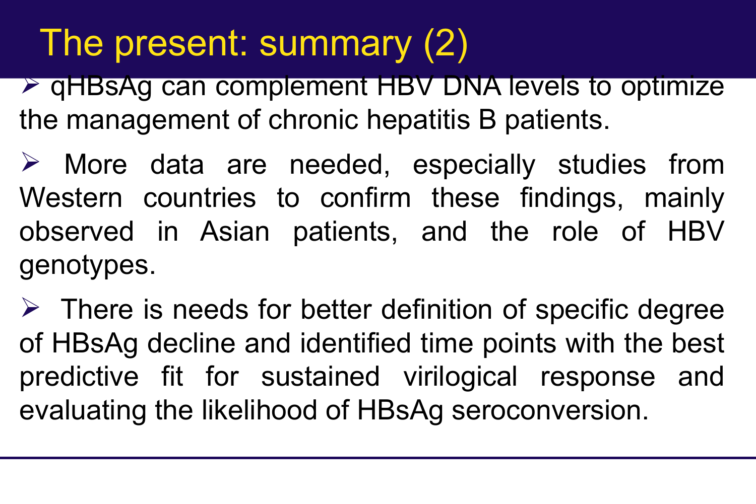# The present: summary (2)

- qHBsAg can complement HBV DNA levels to optimize the management of chronic hepatitis B patients.
- More data are needed, especially studies from Western countries to confirm these findings, mainly observed in Asian patients, and the role of HBV genotypes.
- There is needs for better definition of specific degree of HBsAg decline and identified time points with the best predictive fit for sustained virilogical response and evaluating the likelihood of HBsAg seroconversion.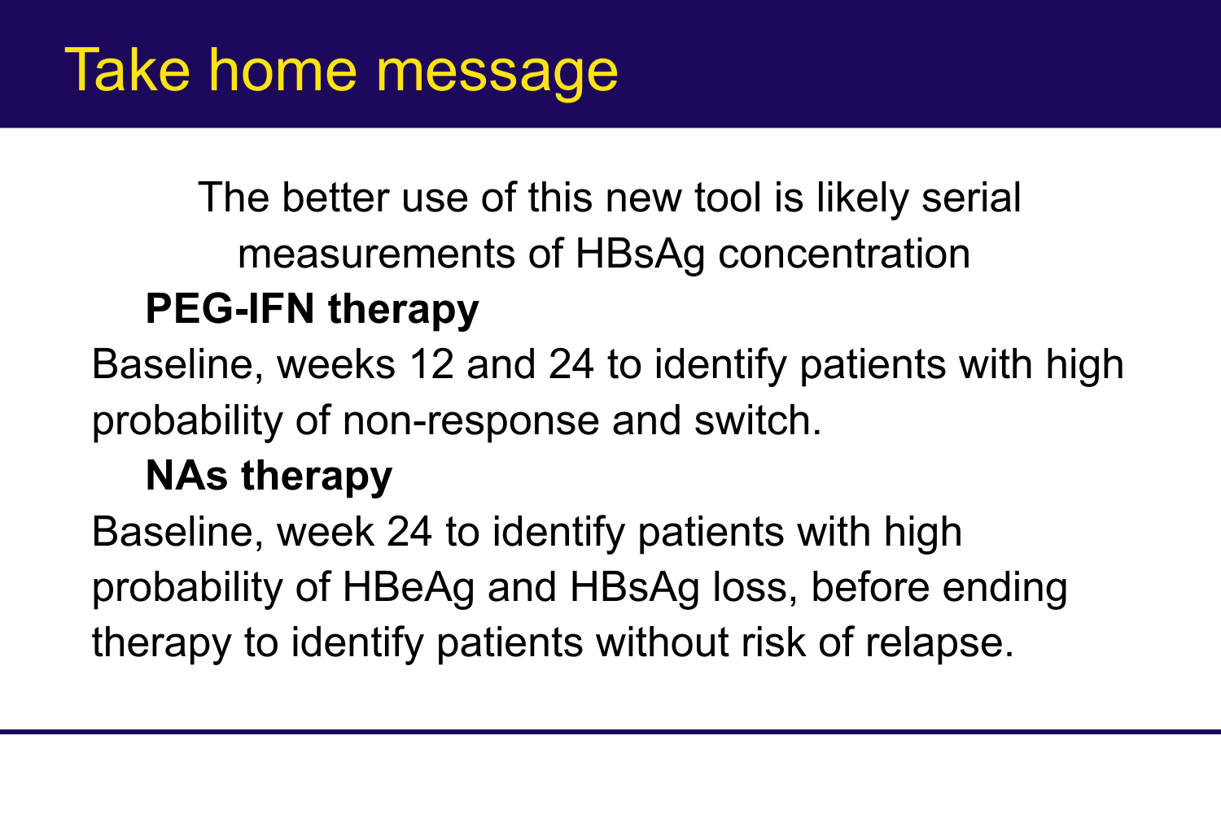# Take home message

The better use of this new tool is likely serial measurements of HBsAg concentration

**PEG-IFN therapy**

Baseline, weeks 12 and 24 to identify patients with high probability of non-response and switch.

**NAs therapy**

Baseline, week 24 to identify patients with high probability of HBeAg and HBsAg loss, before ending therapy to identify patients without risk of relapse.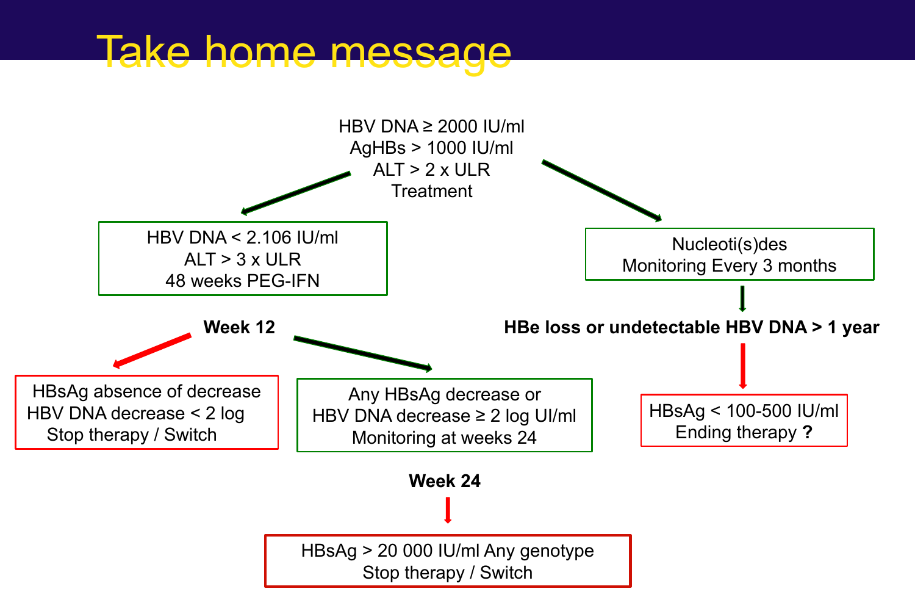# Take home message

HBV DNA ≥ 2000 IU/ml
AgHBs > 1000 IU/ml
ALT > 2 x ULR
Treatment

**Left branch:**

HBV DNA < 2.106 IU/ml
ALT > 3 x ULR
48 weeks PEG-IFN

**Week 12**

- HBsAg absence of decrease
  HBV DNA decrease < 2 log
  Stop therapy / Switch

- Any HBsAg decrease or
  HBV DNA decrease ≥ 2 log UI/ml
  Monitoring at weeks 24

**Week 24**

HBsAg > 20 000 IU/ml Any genotype
Stop therapy / Switch

**Right branch:**

Nucleoti(s)des
Monitoring Every 3 months

**HBe loss or undetectable HBV DNA > 1 year**

HBsAg < 100-500 IU/ml
Ending therapy **?**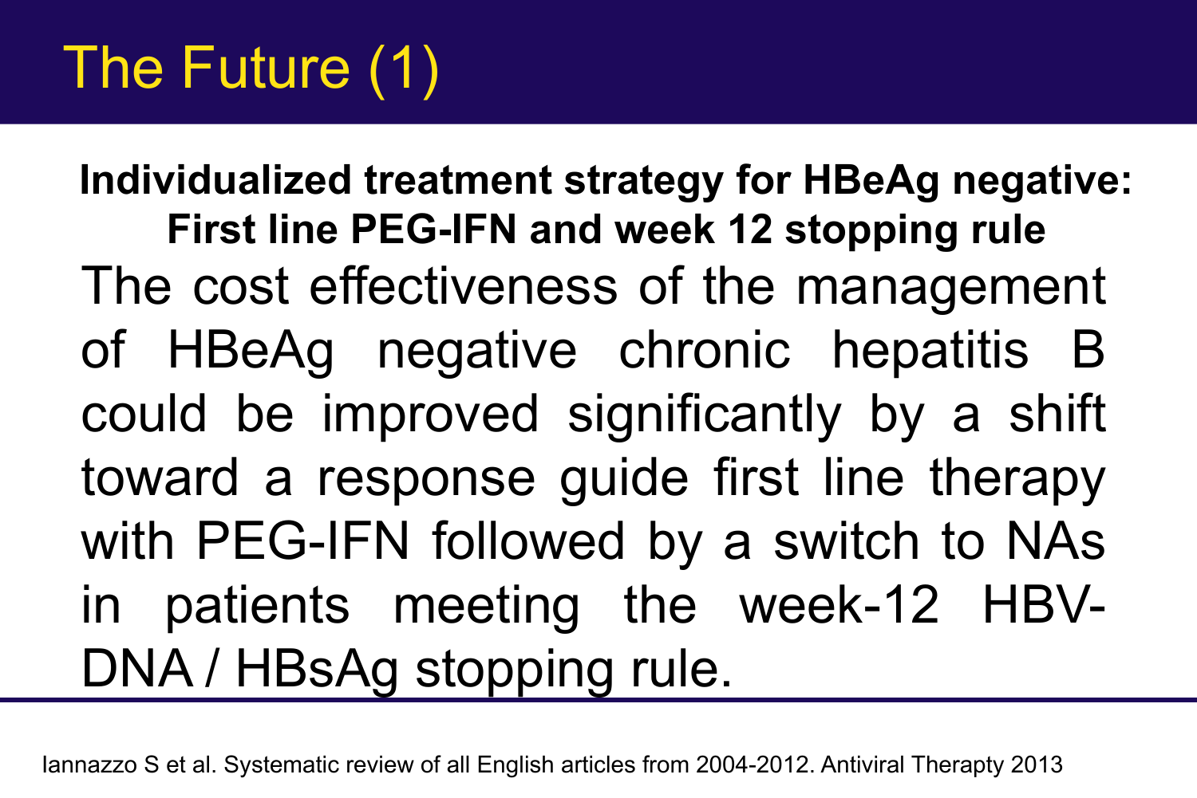# The Future (1)

**Individualized treatment strategy for HBeAg negative: First line PEG-IFN and week 12 stopping rule**

The cost effectiveness of the management of HBeAg negative chronic hepatitis B could be improved significantly by a shift toward a response guide first line therapy with PEG-IFN followed by a switch to NAs in patients meeting the week-12 HBV-DNA / HBsAg stopping rule.

Iannazzo S et al. Systematic review of all English articles from 2004-2012. Antiviral Therapty 2013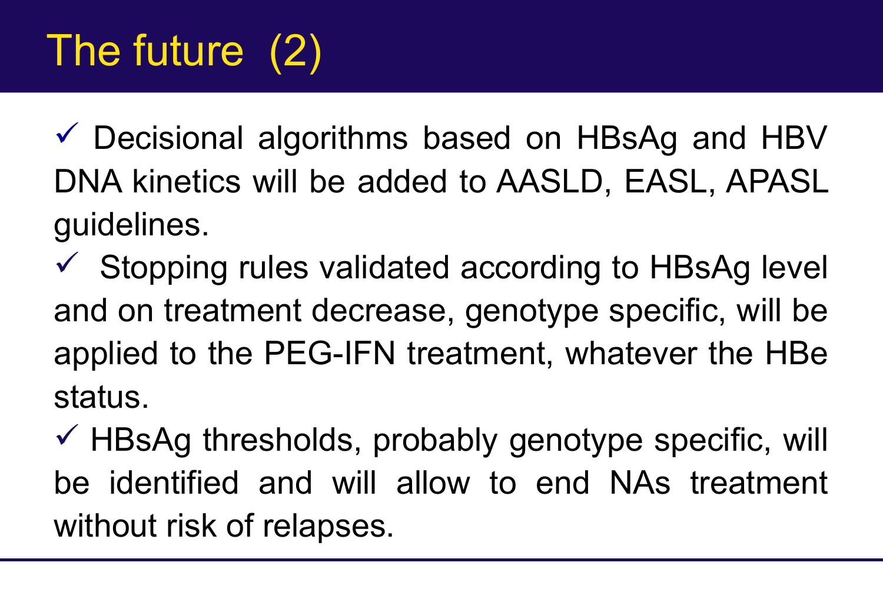# The future (2)

- ✓ Decisional algorithms based on HBsAg and HBV DNA kinetics will be added to AASLD, EASL, APASL guidelines.
- ✓ Stopping rules validated according to HBsAg level and on treatment decrease, genotype specific, will be applied to the PEG-IFN treatment, whatever the HBe status.
- ✓ HBsAg thresholds, probably genotype specific, will be identified and will allow to end NAs treatment without risk of relapses.